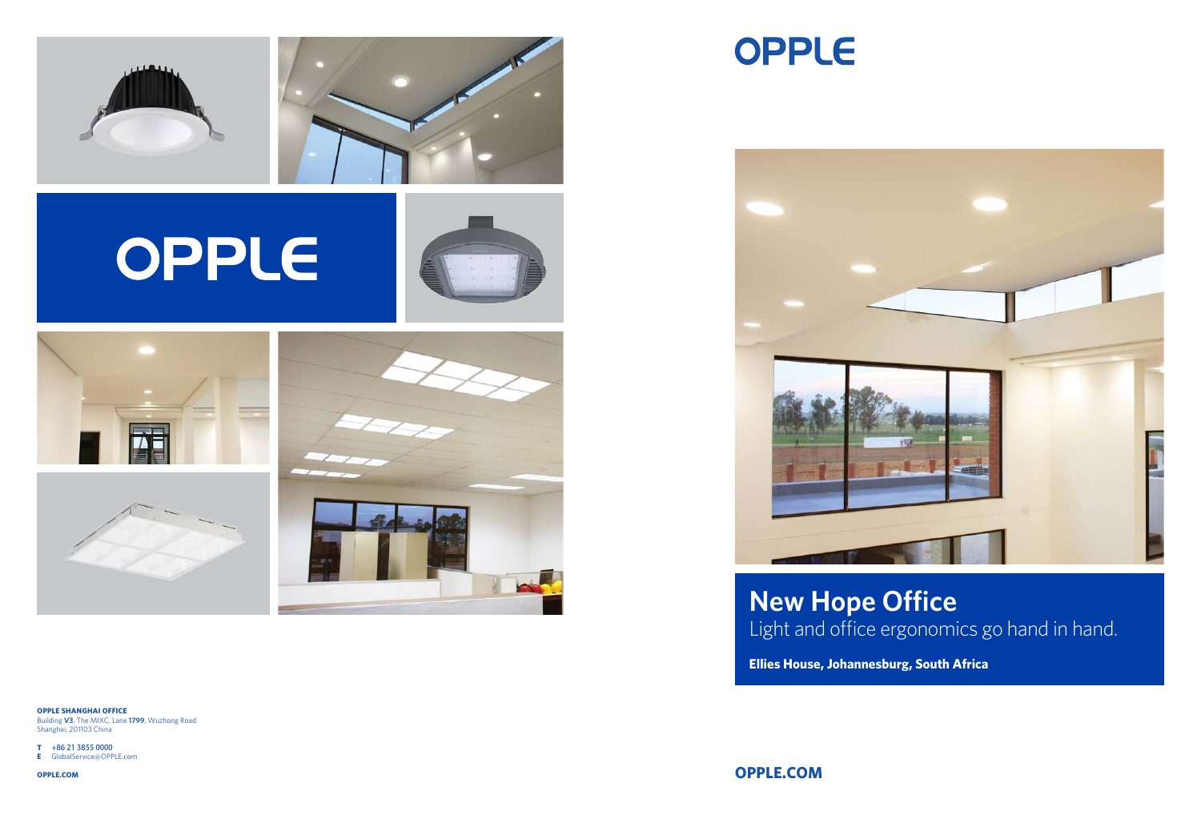OPPLE

OPPLE

# New Hope Office

Light and office ergonomics go hand in hand.

**Ellies House, Johannesburg, South Africa**

**OPPLE SHANGHAI OFFICE**
Building **V3**, The MIXC, Lane **1799**, Wuzhong Road
Shanghai, 201103 China

**T** +86 21 3855 0000
**E** GlobalService@OPPLE.com

**OPPLE.COM**

**OPPLE.COM**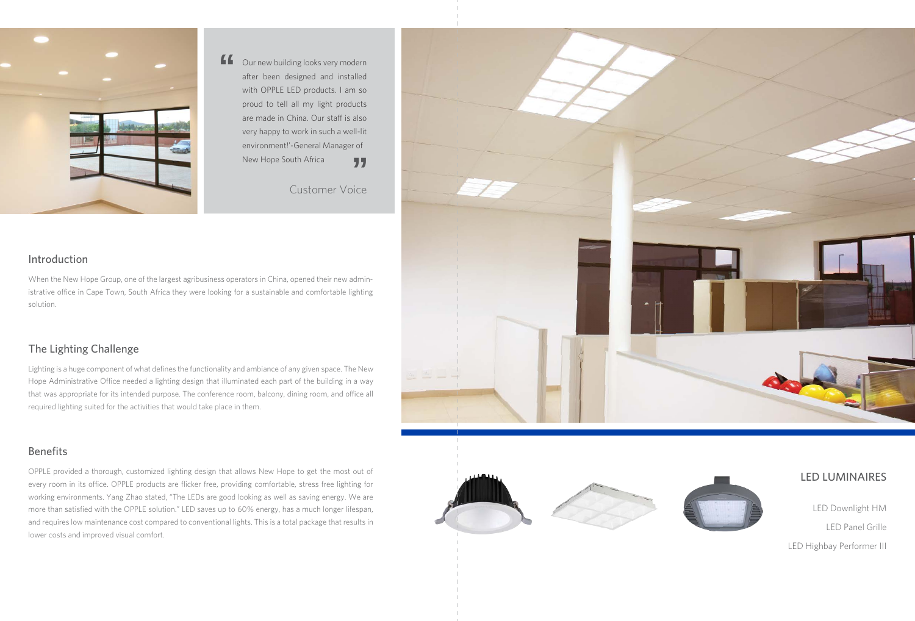> Our new building looks very modern after been designed and installed with OPPLE LED products. I am so proud to tell all my light products are made in China. Our staff is also very happy to work in such a well-lit environment!'-General Manager of New Hope South Africa

Customer Voice

## Introduction

When the New Hope Group, one of the largest agribusiness operators in China, opened their new administrative office in Cape Town, South Africa they were looking for a sustainable and comfortable lighting solution.

## The Lighting Challenge

Lighting is a huge component of what defines the functionality and ambiance of any given space. The New Hope Administrative Office needed a lighting design that illuminated each part of the building in a way that was appropriate for its intended purpose. The conference room, balcony, dining room, and office all required lighting suited for the activities that would take place in them.

## Benefits

OPPLE provided a thorough, customized lighting design that allows New Hope to get the most out of every room in its office. OPPLE products are flicker free, providing comfortable, stress free lighting for working environments. Yang Zhao stated, "The LEDs are good looking as well as saving energy. We are more than satisfied with the OPPLE solution." LED saves up to 60% energy, has a much longer lifespan, and requires low maintenance cost compared to conventional lights. This is a total package that results in lower costs and improved visual comfort.

## LED LUMINAIRES

LED Downlight HM

LED Panel Grille

LED Highbay Performer III